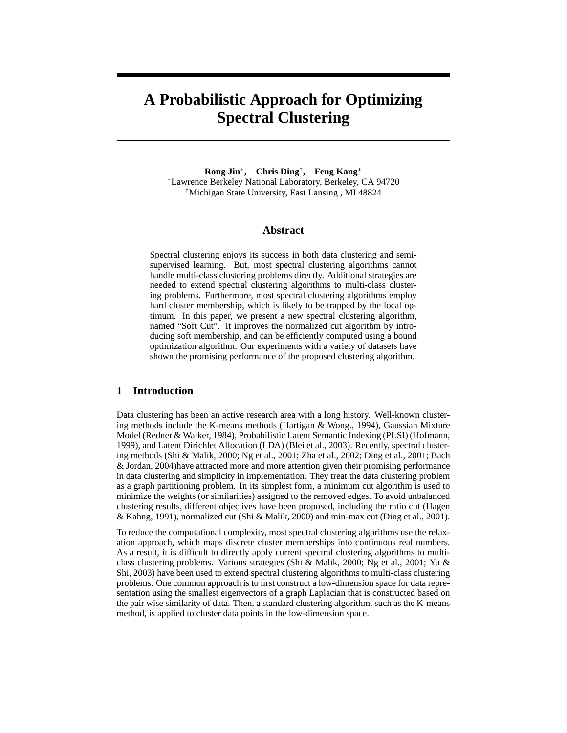# A Probabilistic Approach for Optimizing Spectral Clustering

**Rong Jin**[\*], **Chris Ding**[†], **Feng Kang**[\*]

[\*]Lawrence Berkeley National Laboratory, Berkeley, CA 94720

[†]Michigan State University, East Lansing , MI 48824

## Abstract

Spectral clustering enjoys its success in both data clustering and semi-supervised learning. But, most spectral clustering algorithms cannot handle multi-class clustering problems directly. Additional strategies are needed to extend spectral clustering algorithms to multi-class clustering problems. Furthermore, most spectral clustering algorithms employ hard cluster membership, which is likely to be trapped by the local optimum. In this paper, we present a new spectral clustering algorithm, named "Soft Cut". It improves the normalized cut algorithm by introducing soft membership, and can be efficiently computed using a bound optimization algorithm. Our experiments with a variety of datasets have shown the promising performance of the proposed clustering algorithm.

## 1 Introduction

Data clustering has been an active research area with a long history. Well-known clustering methods include the K-means methods (Hartigan & Wong., 1994), Gaussian Mixture Model (Redner & Walker, 1984), Probabilistic Latent Semantic Indexing (PLSI) (Hofmann, 1999), and Latent Dirichlet Allocation (LDA) (Blei et al., 2003). Recently, spectral clustering methods (Shi & Malik, 2000; Ng et al., 2001; Zha et al., 2002; Ding et al., 2001; Bach & Jordan, 2004)have attracted more and more attention given their promising performance in data clustering and simplicity in implementation. They treat the data clustering problem as a graph partitioning problem. In its simplest form, a minimum cut algorithm is used to minimize the weights (or similarities) assigned to the removed edges. To avoid unbalanced clustering results, different objectives have been proposed, including the ratio cut (Hagen & Kahng, 1991), normalized cut (Shi & Malik, 2000) and min-max cut (Ding et al., 2001).

To reduce the computational complexity, most spectral clustering algorithms use the relaxation approach, which maps discrete cluster memberships into continuous real numbers. As a result, it is difficult to directly apply current spectral clustering algorithms to multi-class clustering problems. Various strategies (Shi & Malik, 2000; Ng et al., 2001; Yu & Shi, 2003) have been used to extend spectral clustering algorithms to multi-class clustering problems. One common approach is to first construct a low-dimension space for data representation using the smallest eigenvectors of a graph Laplacian that is constructed based on the pair wise similarity of data. Then, a standard clustering algorithm, such as the K-means method, is applied to cluster data points in the low-dimension space.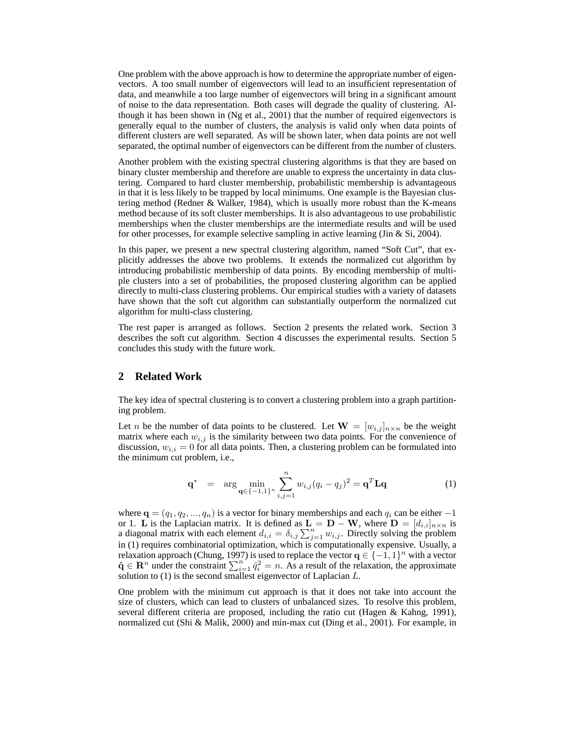One problem with the above approach is how to determine the appropriate number of eigenvectors. A too small number of eigenvectors will lead to an insufficient representation of data, and meanwhile a too large number of eigenvectors will bring in a significant amount of noise to the data representation. Both cases will degrade the quality of clustering. Although it has been shown in (Ng et al., 2001) that the number of required eigenvectors is generally equal to the number of clusters, the analysis is valid only when data points of different clusters are well separated. As will be shown later, when data points are not well separated, the optimal number of eigenvectors can be different from the number of clusters.

Another problem with the existing spectral clustering algorithms is that they are based on binary cluster membership and therefore are unable to express the uncertainty in data clustering. Compared to hard cluster membership, probabilistic membership is advantageous in that it is less likely to be trapped by local minimums. One example is the Bayesian clustering method (Redner & Walker, 1984), which is usually more robust than the K-means method because of its soft cluster memberships. It is also advantageous to use probabilistic memberships when the cluster memberships are the intermediate results and will be used for other processes, for example selective sampling in active learning (Jin & Si, 2004).

In this paper, we present a new spectral clustering algorithm, named "Soft Cut", that explicitly addresses the above two problems. It extends the normalized cut algorithm by introducing probabilistic membership of data points. By encoding membership of multiple clusters into a set of probabilities, the proposed clustering algorithm can be applied directly to multi-class clustering problems. Our empirical studies with a variety of datasets have shown that the soft cut algorithm can substantially outperform the normalized cut algorithm for multi-class clustering.

The rest paper is arranged as follows. Section 2 presents the related work. Section 3 describes the soft cut algorithm. Section 4 discusses the experimental results. Section 5 concludes this study with the future work.

## 2 Related Work

The key idea of spectral clustering is to convert a clustering problem into a graph partitioning problem.

Let $n$ be the number of data points to be clustered. Let $\mathbf{W} = [w_{i,j}]_{n \times n}$ be the weight matrix where each $w_{i,j}$ is the similarity between two data points. For the convenience of discussion, $w_{i,i} = 0$ for all data points. Then, a clustering problem can be formulated into the minimum cut problem, i.e.,

$$\mathbf{q}^* \quad = \quad \arg \min_{\mathbf{q} \in \{-1,1\}^n} \sum_{i,j=1}^{n} w_{i,j}(q_i - q_j)^2 = \mathbf{q}^T \mathbf{L} \mathbf{q} \tag{1}$$

where $\mathbf{q} = (q_1, q_2, ..., q_n)$ is a vector for binary memberships and each $q_i$ can be either $-1$ or 1. $\mathbf{L}$ is the Laplacian matrix. It is defined as $\mathbf{L} = \mathbf{D} - \mathbf{W}$, where $\mathbf{D} = [d_{i,i}]_{n \times n}$ is a diagonal matrix with each element $d_{i,i} = \delta_{i,j} \sum_{j=1}^{n} w_{i,j}$. Directly solving the problem in (1) requires combinatorial optimization, which is computationally expensive. Usually, a relaxation approach (Chung, 1997) is used to replace the vector $\mathbf{q} \in \{-1, 1\}^n$ with a vector $\hat{\mathbf{q}} \in \mathbf{R}^n$ under the constraint $\sum_{i=1}^{n} \hat{q}_i^2 = n$. As a result of the relaxation, the approximate solution to (1) is the second smallest eigenvector of Laplacian $L$.

One problem with the minimum cut approach is that it does not take into account the size of clusters, which can lead to clusters of unbalanced sizes. To resolve this problem, several different criteria are proposed, including the ratio cut (Hagen & Kahng, 1991), normalized cut (Shi & Malik, 2000) and min-max cut (Ding et al., 2001). For example, in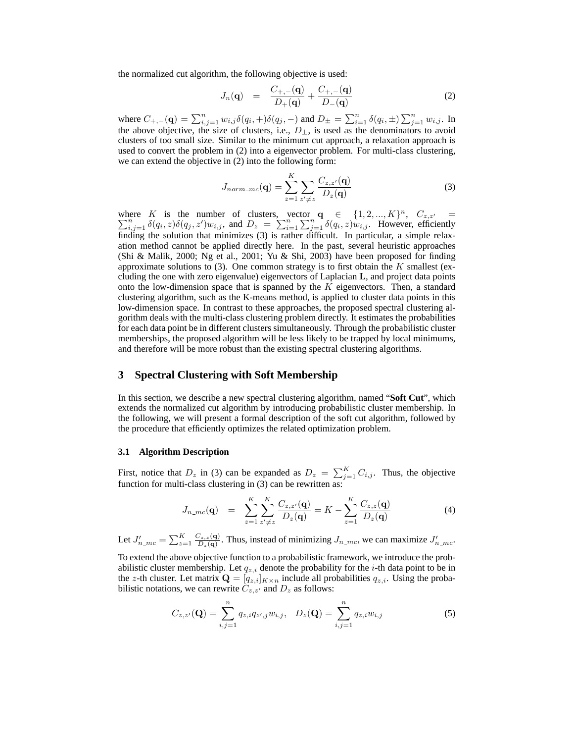the normalized cut algorithm, the following objective is used:

$$J_n(\mathbf{q}) \quad = \quad \frac{C_{+,-}(\mathbf{q})}{D_+(\mathbf{q})} + \frac{C_{+,-}(\mathbf{q})}{D_-(\mathbf{q})} \tag{2}$$

where $C_{+,-}(\mathbf{q}) = \sum_{i,j=1}^n w_{i,j}\delta(q_i,+)\delta(q_j,-)$ and $D_\pm = \sum_{i=1}^n \delta(q_i,\pm)\sum_{j=1}^n w_{i,j}$. In the above objective, the size of clusters, i.e., $D_\pm$, is used as the denominators to avoid clusters of too small size. Similar to the minimum cut approach, a relaxation approach is used to convert the problem in (2) into a eigenvector problem. For multi-class clustering, we can extend the objective in (2) into the following form:

$$J_{norm\_mc}(\mathbf{q}) = \sum_{z=1}^{K}\sum_{z'\neq z}\frac{C_{z,z'}(\mathbf{q})}{D_z(\mathbf{q})} \tag{3}$$

where $K$ is the number of clusters, vector $\mathbf{q} \in \{1, 2, ..., K\}^n$, $C_{z,z'} = \sum_{i,j=1}^n \delta(q_i, z)\delta(q_j, z')w_{i,j}$, and $D_z = \sum_{i=1}^n\sum_{j=1}^n \delta(q_i, z)w_{i,j}$. However, efficiently finding the solution that minimizes (3) is rather difficult. In particular, a simple relaxation method cannot be applied directly here. In the past, several heuristic approaches (Shi & Malik, 2000; Ng et al., 2001; Yu & Shi, 2003) have been proposed for finding approximate solutions to (3). One common strategy is to first obtain the $K$ smallest (excluding the one with zero eigenvalue) eigenvectors of Laplacian $\mathbf{L}$, and project data points onto the low-dimension space that is spanned by the $K$ eigenvectors. Then, a standard clustering algorithm, such as the K-means method, is applied to cluster data points in this low-dimension space. In contrast to these approaches, the proposed spectral clustering algorithm deals with the multi-class clustering problem directly. It estimates the probabilities for each data point be in different clusters simultaneously. Through the probabilistic cluster memberships, the proposed algorithm will be less likely to be trapped by local minimums, and therefore will be more robust than the existing spectral clustering algorithms.

## 3 Spectral Clustering with Soft Membership

In this section, we describe a new spectral clustering algorithm, named "**Soft Cut**", which extends the normalized cut algorithm by introducing probabilistic cluster membership. In the following, we will present a formal description of the soft cut algorithm, followed by the procedure that efficiently optimizes the related optimization problem.

### 3.1 Algorithm Description

First, notice that $D_z$ in (3) can be expanded as $D_z = \sum_{j=1}^K C_{i,j}$. Thus, the objective function for multi-class clustering in (3) can be rewritten as:

$$J_{n\_mc}(\mathbf{q}) \quad = \quad \sum_{z=1}^{K}\sum_{z'\neq z}^{K}\frac{C_{z,z'}(\mathbf{q})}{D_z(\mathbf{q})} = K - \sum_{z=1}^{K}\frac{C_{z,z}(\mathbf{q})}{D_z(\mathbf{q})} \tag{4}$$

Let $J'_{n\_mc} = \sum_{z=1}^K \frac{C_{z,z}(\mathbf{q})}{D_z(\mathbf{q})}$. Thus, instead of minimizing $J_{n\_mc}$, we can maximize $J'_{n\_mc}$.

To extend the above objective function to a probabilistic framework, we introduce the probabilistic cluster membership. Let $q_{z,i}$ denote the probability for the $i$-th data point to be in the $z$-th cluster. Let matrix $\mathbf{Q} = [q_{z,i}]_{K\times n}$ include all probabilities $q_{z,i}$. Using the probabilistic notations, we can rewrite $C_{z,z'}$ and $D_z$ as follows:

$$C_{z,z'}(\mathbf{Q}) = \sum_{i,j=1}^{n} q_{z,i}q_{z',j}w_{i,j}, \quad D_z(\mathbf{Q}) = \sum_{i,j=1}^{n} q_{z,i}w_{i,j} \tag{5}$$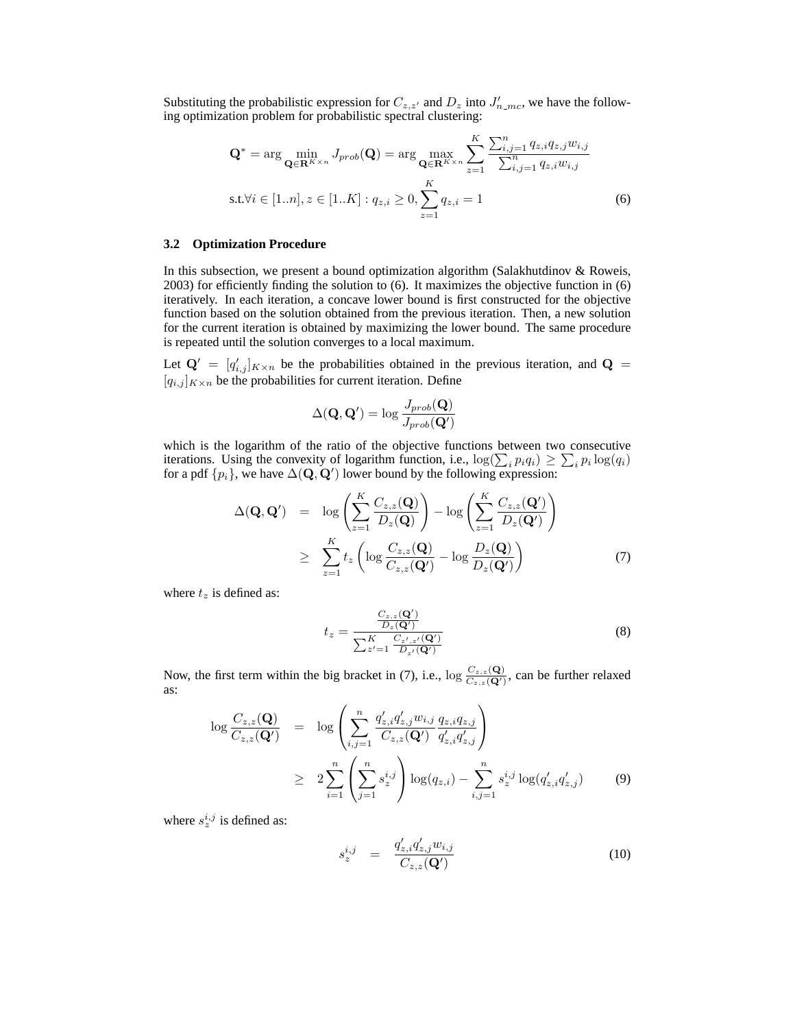Substituting the probabilistic expression for $C_{z,z'}$ and $D_z$ into $J'_{n\_mc}$, we have the following optimization problem for probabilistic spectral clustering:

$$
\begin{aligned}
\mathbf{Q}^* &= \arg \min_{\mathbf{Q} \in \mathbf{R}^{K \times n}} J_{prob}(\mathbf{Q}) = \arg \max_{\mathbf{Q} \in \mathbf{R}^{K \times n}} \sum_{z=1}^{K} \frac{\sum_{i,j=1}^{n} q_{z,i} q_{z,j} w_{i,j}}{\sum_{i,j=1}^{n} q_{z,i} w_{i,j}} \\
&\text{s.t.} \forall i \in [1..n], z \in [1..K] : q_{z,i} \geq 0, \sum_{z=1}^{K} q_{z,i} = 1
\end{aligned} \tag{6}
$$

### 3.2 Optimization Procedure

In this subsection, we present a bound optimization algorithm (Salakhutdinov & Roweis, 2003) for efficiently finding the solution to (6). It maximizes the objective function in (6) iteratively. In each iteration, a concave lower bound is first constructed for the objective function based on the solution obtained from the previous iteration. Then, a new solution for the current iteration is obtained by maximizing the lower bound. The same procedure is repeated until the solution converges to a local maximum.

Let $\mathbf{Q}' = [q'_{i,j}]_{K \times n}$ be the probabilities obtained in the previous iteration, and $\mathbf{Q} = [q_{i,j}]_{K \times n}$ be the probabilities for current iteration. Define

$$
\Delta(\mathbf{Q}, \mathbf{Q}') = \log \frac{J_{prob}(\mathbf{Q})}{J_{prob}(\mathbf{Q}')}
$$

which is the logarithm of the ratio of the objective functions between two consecutive iterations. Using the convexity of logarithm function, i.e., $\log(\sum_i p_i q_i) \geq \sum_i p_i \log(q_i)$ for a pdf $\{p_i\}$, we have $\Delta(\mathbf{Q}, \mathbf{Q}')$ lower bound by the following expression:

$$
\begin{aligned}
\Delta(\mathbf{Q}, \mathbf{Q}') &= \log \left( \sum_{z=1}^{K} \frac{C_{z,z}(\mathbf{Q})}{D_z(\mathbf{Q})} \right) - \log \left( \sum_{z=1}^{K} \frac{C_{z,z}(\mathbf{Q}')}{D_z(\mathbf{Q}')} \right) \\
&\geq \sum_{z=1}^{K} t_z \left( \log \frac{C_{z,z}(\mathbf{Q})}{C_{z,z}(\mathbf{Q}')} - \log \frac{D_z(\mathbf{Q})}{D_z(\mathbf{Q}')} \right)
\end{aligned} \tag{7}
$$

where $t_z$ is defined as:

$$
t_z = \frac{\frac{C_{z,z}(\mathbf{Q}')}{D_z(\mathbf{Q}')}}{\sum_{z'=1}^{K} \frac{C_{z',z'}(\mathbf{Q}')}{D_{z'}(\mathbf{Q}')}} \tag{8}
$$

Now, the first term within the big bracket in (7), i.e., $\log \frac{C_{z,z}(\mathbf{Q})}{C_{z,z}(\mathbf{Q}')}$, can be further relaxed as:

$$
\begin{aligned}
\log \frac{C_{z,z}(\mathbf{Q})}{C_{z,z}(\mathbf{Q}')} &= \log \left( \sum_{i,j=1}^{n} \frac{q'_{z,i} q'_{z,j} w_{i,j}}{C_{z,z}(\mathbf{Q}')} \frac{q_{z,i} q_{z,j}}{q'_{z,i} q'_{z,j}} \right) \\
&\geq 2 \sum_{i=1}^{n} \left( \sum_{j=1}^{n} s_z^{i,j} \right) \log(q_{z,i}) - \sum_{i,j=1}^{n} s_z^{i,j} \log(q'_{z,i} q'_{z,j})
\end{aligned} \tag{9}
$$

where $s_z^{i,j}$ is defined as:

$$
s_z^{i,j} = \frac{q'_{z,i} q'_{z,j} w_{i,j}}{C_{z,z}(\mathbf{Q}')} \tag{10}
$$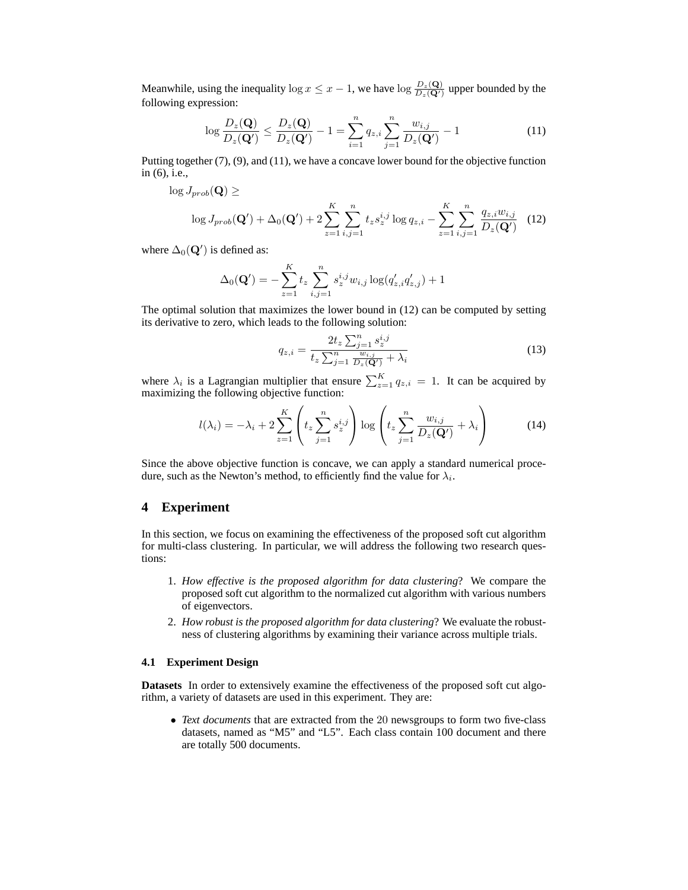Meanwhile, using the inequality $\log x \leq x - 1$, we have $\log \frac{D_z(\mathbf{Q})}{D_z(\mathbf{Q}')}$ upper bounded by the following expression:

$$\log \frac{D_z(\mathbf{Q})}{D_z(\mathbf{Q}')} \leq \frac{D_z(\mathbf{Q})}{D_z(\mathbf{Q}')} - 1 = \sum_{i=1}^{n} q_{z,i} \sum_{j=1}^{n} \frac{w_{i,j}}{D_z(\mathbf{Q}')} - 1 \tag{11}$$

Putting together (7), (9), and (11), we have a concave lower bound for the objective function in (6), i.e.,

$$\log J_{prob}(\mathbf{Q}) \geq$$

$$\log J_{prob}(\mathbf{Q}') + \Delta_0(\mathbf{Q}') + 2\sum_{z=1}^{K}\sum_{i,j=1}^{n} t_z s_z^{i,j} \log q_{z,i} - \sum_{z=1}^{K}\sum_{i,j=1}^{n} \frac{q_{z,i} w_{i,j}}{D_z(\mathbf{Q}')} \tag{12}$$

where $\Delta_0(\mathbf{Q}')$ is defined as:

$$\Delta_0(\mathbf{Q}') = -\sum_{z=1}^{K} t_z \sum_{i,j=1}^{n} s_z^{i,j} w_{i,j} \log(q'_{z,i} q'_{z,j}) + 1$$

The optimal solution that maximizes the lower bound in (12) can be computed by setting its derivative to zero, which leads to the following solution:

$$q_{z,i} = \frac{2t_z \sum_{j=1}^{n} s_z^{i,j}}{t_z \sum_{j=1}^{n} \frac{w_{i,j}}{D_z(\mathbf{Q}')} + \lambda_i} \tag{13}$$

where $\lambda_i$ is a Lagrangian multiplier that ensure $\sum_{z=1}^{K} q_{z,i} = 1$. It can be acquired by maximizing the following objective function:

$$l(\lambda_i) = -\lambda_i + 2\sum_{z=1}^{K} \left( t_z \sum_{j=1}^{n} s_z^{i,j} \right) \log \left( t_z \sum_{j=1}^{n} \frac{w_{i,j}}{D_z(\mathbf{Q}')} + \lambda_i \right) \tag{14}$$

Since the above objective function is concave, we can apply a standard numerical procedure, such as the Newton's method, to efficiently find the value for $\lambda_i$.

## 4 Experiment

In this section, we focus on examining the effectiveness of the proposed soft cut algorithm for multi-class clustering. In particular, we will address the following two research questions:

1. *How effective is the proposed algorithm for data clustering*? We compare the proposed soft cut algorithm to the normalized cut algorithm with various numbers of eigenvectors.
2. *How robust is the proposed algorithm for data clustering*? We evaluate the robustness of clustering algorithms by examining their variance across multiple trials.

### 4.1 Experiment Design

**Datasets** In order to extensively examine the effectiveness of the proposed soft cut algorithm, a variety of datasets are used in this experiment. They are:

- *Text documents* that are extracted from the 20 newsgroups to form two five-class datasets, named as "M5" and "L5". Each class contain 100 document and there are totally 500 documents.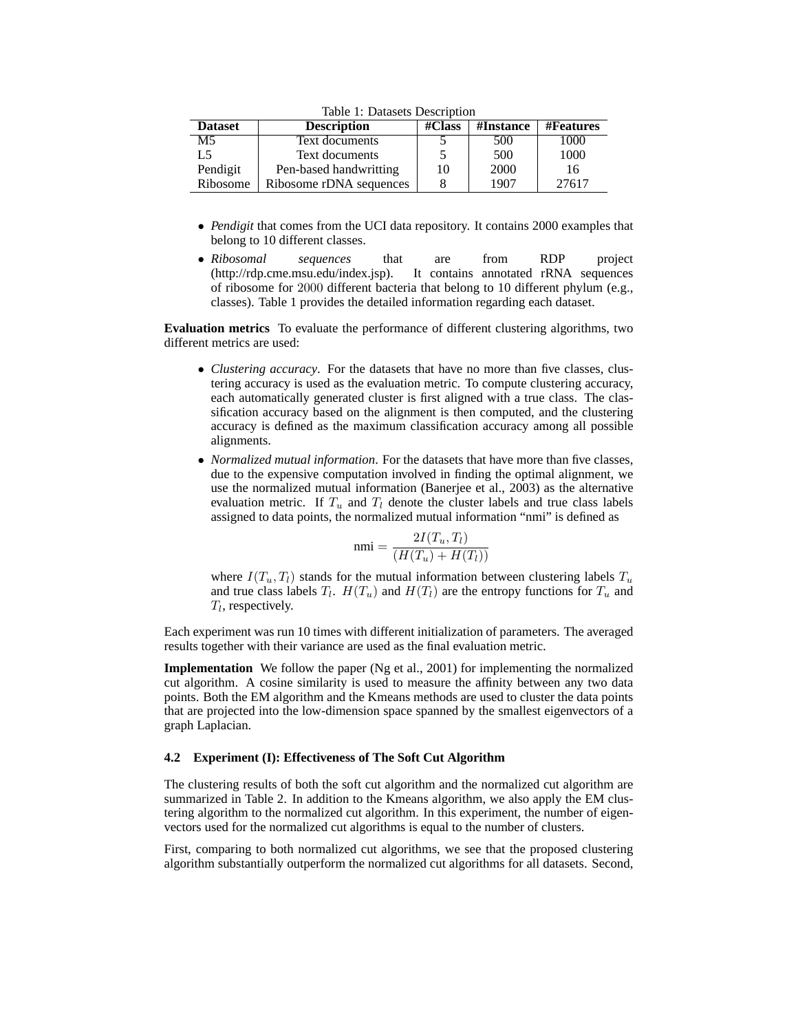Table 1: Datasets Description

| Dataset | Description | #Class | #Instance | #Features |
|---|---|---|---|---|
| M5 | Text documents | 5 | 500 | 1000 |
| L5 | Text documents | 5 | 500 | 1000 |
| Pendigit | Pen-based handwritting | 10 | 2000 | 16 |
| Ribosome | Ribosome rDNA sequences | 8 | 1907 | 27617 |

- *Pendigit* that comes from the UCI data repository. It contains 2000 examples that belong to 10 different classes.
- *Ribosomal sequences* that are from RDP project (http://rdp.cme.msu.edu/index.jsp). It contains annotated rRNA sequences of ribosome for $2000$ different bacteria that belong to 10 different phylum (e.g., classes). Table 1 provides the detailed information regarding each dataset.

**Evaluation metrics** To evaluate the performance of different clustering algorithms, two different metrics are used:

- *Clustering accuracy*. For the datasets that have no more than five classes, clustering accuracy is used as the evaluation metric. To compute clustering accuracy, each automatically generated cluster is first aligned with a true class. The classification accuracy based on the alignment is then computed, and the clustering accuracy is defined as the maximum classification accuracy among all possible alignments.
- *Normalized mutual information*. For the datasets that have more than five classes, due to the expensive computation involved in finding the optimal alignment, we use the normalized mutual information (Banerjee et al., 2003) as the alternative evaluation metric. If $T_u$ and $T_l$ denote the cluster labels and true class labels assigned to data points, the normalized mutual information "nmi" is defined as

$$\text{nmi} = \frac{2I(T_u, T_l)}{(H(T_u) + H(T_l))}$$

where $I(T_u, T_l)$ stands for the mutual information between clustering labels $T_u$ and true class labels $T_l$. $H(T_u)$ and $H(T_l)$ are the entropy functions for $T_u$ and $T_l$, respectively.

Each experiment was run 10 times with different initialization of parameters. The averaged results together with their variance are used as the final evaluation metric.

**Implementation** We follow the paper (Ng et al., 2001) for implementing the normalized cut algorithm. A cosine similarity is used to measure the affinity between any two data points. Both the EM algorithm and the Kmeans methods are used to cluster the data points that are projected into the low-dimension space spanned by the smallest eigenvectors of a graph Laplacian.

### 4.2 Experiment (I): Effectiveness of The Soft Cut Algorithm

The clustering results of both the soft cut algorithm and the normalized cut algorithm are summarized in Table 2. In addition to the Kmeans algorithm, we also apply the EM clustering algorithm to the normalized cut algorithm. In this experiment, the number of eigenvectors used for the normalized cut algorithms is equal to the number of clusters.

First, comparing to both normalized cut algorithms, we see that the proposed clustering algorithm substantially outperform the normalized cut algorithms for all datasets. Second,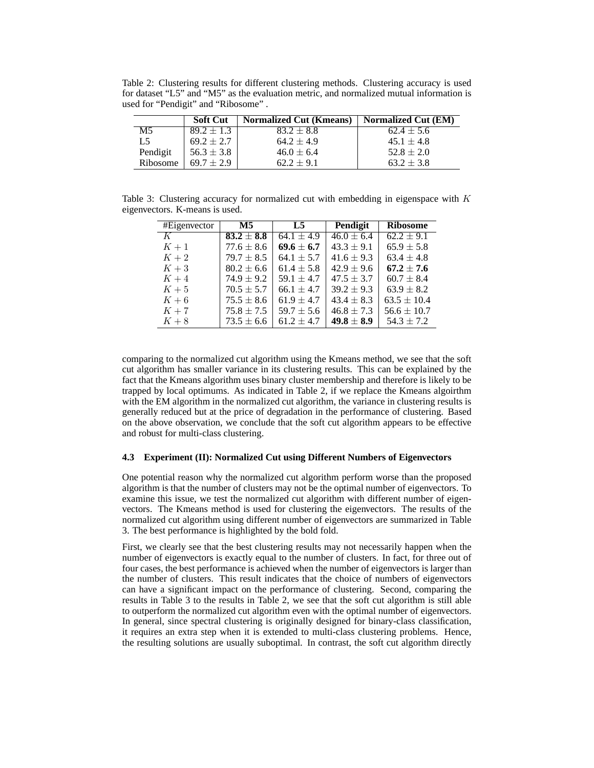Table 2: Clustering results for different clustering methods. Clustering accuracy is used for dataset "L5" and "M5" as the evaluation metric, and normalized mutual information is used for "Pendigit" and "Ribosome" .

| | **Soft Cut** | **Normalized Cut (Kmeans)** | **Normalized Cut (EM)** |
|---|---|---|---|
| M5 | $89.2 \pm 1.3$ | $83.2 \pm 8.8$ | $62.4 \pm 5.6$ |
| L5 | $69.2 \pm 2.7$ | $64.2 \pm 4.9$ | $45.1 \pm 4.8$ |
| Pendigit | $56.3 \pm 3.8$ | $46.0 \pm 6.4$ | $52.8 \pm 2.0$ |
| Ribosome | $69.7 \pm 2.9$ | $62.2 \pm 9.1$ | $63.2 \pm 3.8$ |

Table 3: Clustering accuracy for normalized cut with embedding in eigenspace with $K$ eigenvectors. K-means is used.

| #Eigenvector | **M5** | **L5** | **Pendigit** | **Ribosome** |
|---|---|---|---|---|
| $K$ | $\mathbf{83.2 \pm 8.8}$ | $64.1 \pm 4.9$ | $46.0 \pm 6.4$ | $62.2 \pm 9.1$ |
| $K+1$ | $77.6 \pm 8.6$ | $\mathbf{69.6 \pm 6.7}$ | $43.3 \pm 9.1$ | $65.9 \pm 5.8$ |
| $K+2$ | $79.7 \pm 8.5$ | $64.1 \pm 5.7$ | $41.6 \pm 9.3$ | $63.4 \pm 4.8$ |
| $K+3$ | $80.2 \pm 6.6$ | $61.4 \pm 5.8$ | $42.9 \pm 9.6$ | $\mathbf{67.2 \pm 7.6}$ |
| $K+4$ | $74.9 \pm 9.2$ | $59.1 \pm 4.7$ | $47.5 \pm 3.7$ | $60.7 \pm 8.4$ |
| $K+5$ | $70.5 \pm 5.7$ | $66.1 \pm 4.7$ | $39.2 \pm 9.3$ | $63.9 \pm 8.2$ |
| $K+6$ | $75.5 \pm 8.6$ | $61.9 \pm 4.7$ | $43.4 \pm 8.3$ | $63.5 \pm 10.4$ |
| $K+7$ | $75.8 \pm 7.5$ | $59.7 \pm 5.6$ | $46.8 \pm 7.3$ | $56.6 \pm 10.7$ |
| $K+8$ | $73.5 \pm 6.6$ | $61.2 \pm 4.7$ | $\mathbf{49.8 \pm 8.9}$ | $54.3 \pm 7.2$ |

comparing to the normalized cut algorithm using the Kmeans method, we see that the soft cut algorithm has smaller variance in its clustering results. This can be explained by the fact that the Kmeans algorithm uses binary cluster membership and therefore is likely to be trapped by local optimums. As indicated in Table 2, if we replace the Kmeans algoirthm with the EM algorithm in the normalized cut algorithm, the variance in clustering results is generally reduced but at the price of degradation in the performance of clustering. Based on the above observation, we conclude that the soft cut algorithm appears to be effective and robust for multi-class clustering.

### 4.3 Experiment (II): Normalized Cut using Different Numbers of Eigenvectors

One potential reason why the normalized cut algorithm perform worse than the proposed algorithm is that the number of clusters may not be the optimal number of eigenvectors. To examine this issue, we test the normalized cut algorithm with different number of eigenvectors. The Kmeans method is used for clustering the eigenvectors. The results of the normalized cut algorithm using different number of eigenvectors are summarized in Table 3. The best performance is highlighted by the bold fold.

First, we clearly see that the best clustering results may not necessarily happen when the number of eigenvectors is exactly equal to the number of clusters. In fact, for three out of four cases, the best performance is achieved when the number of eigenvectors is larger than the number of clusters. This result indicates that the choice of numbers of eigenvectors can have a significant impact on the performance of clustering. Second, comparing the results in Table 3 to the results in Table 2, we see that the soft cut algorithm is still able to outperform the normalized cut algorithm even with the optimal number of eigenvectors. In general, since spectral clustering is originally designed for binary-class classification, it requires an extra step when it is extended to multi-class clustering problems. Hence, the resulting solutions are usually suboptimal. In contrast, the soft cut algorithm directly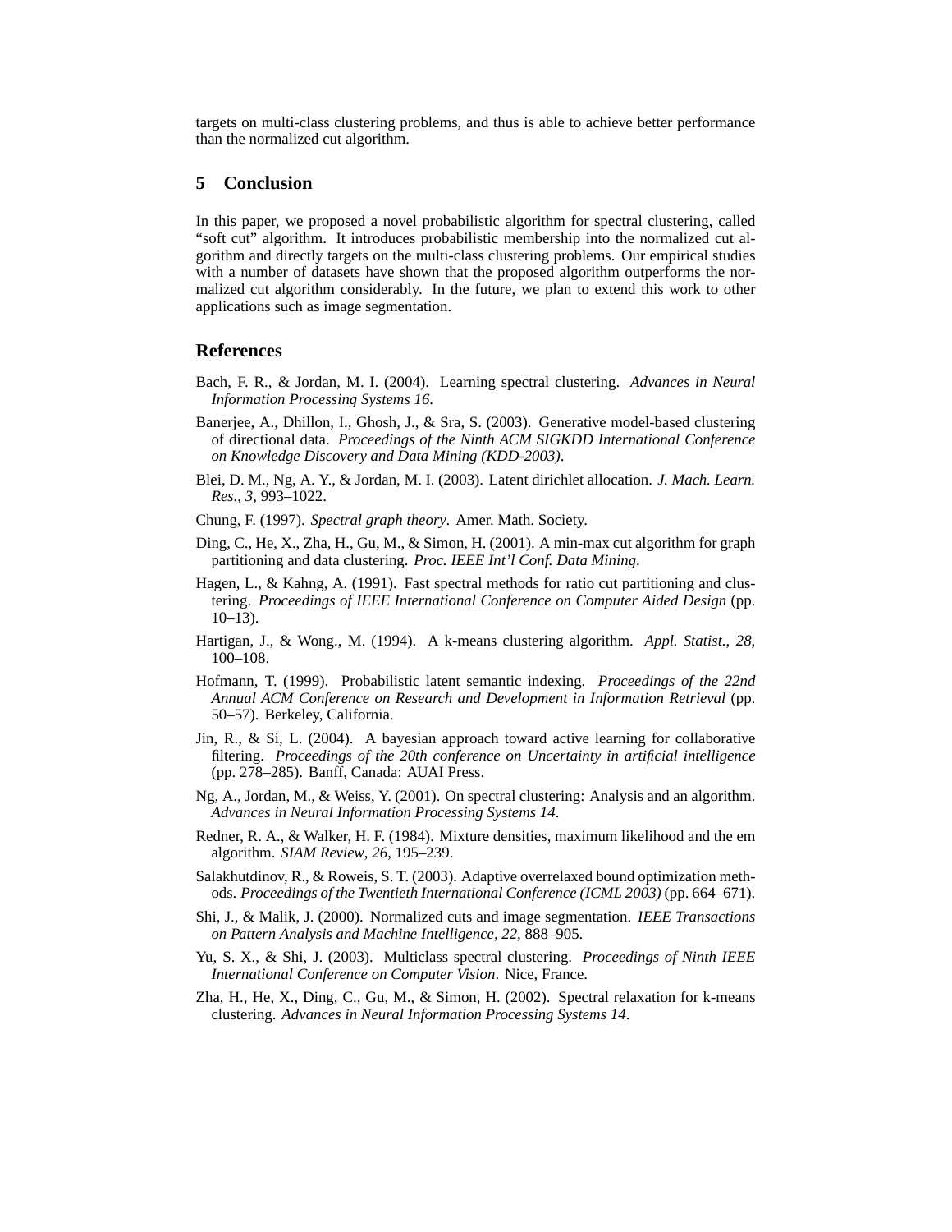targets on multi-class clustering problems, and thus is able to achieve better performance than the normalized cut algorithm.

## 5 Conclusion

In this paper, we proposed a novel probabilistic algorithm for spectral clustering, called "soft cut" algorithm. It introduces probabilistic membership into the normalized cut algorithm and directly targets on the multi-class clustering problems. Our empirical studies with a number of datasets have shown that the proposed algorithm outperforms the normalized cut algorithm considerably. In the future, we plan to extend this work to other applications such as image segmentation.

## References

Bach, F. R., & Jordan, M. I. (2004). Learning spectral clustering. *Advances in Neural Information Processing Systems 16*.

Banerjee, A., Dhillon, I., Ghosh, J., & Sra, S. (2003). Generative model-based clustering of directional data. *Proceedings of the Ninth ACM SIGKDD International Conference on Knowledge Discovery and Data Mining (KDD-2003)*.

Blei, D. M., Ng, A. Y., & Jordan, M. I. (2003). Latent dirichlet allocation. *J. Mach. Learn. Res.*, *3*, 993–1022.

Chung, F. (1997). *Spectral graph theory*. Amer. Math. Society.

Ding, C., He, X., Zha, H., Gu, M., & Simon, H. (2001). A min-max cut algorithm for graph partitioning and data clustering. *Proc. IEEE Int'l Conf. Data Mining*.

Hagen, L., & Kahng, A. (1991). Fast spectral methods for ratio cut partitioning and clustering. *Proceedings of IEEE International Conference on Computer Aided Design* (pp. 10–13).

Hartigan, J., & Wong., M. (1994). A k-means clustering algorithm. *Appl. Statist.*, *28*, 100–108.

Hofmann, T. (1999). Probabilistic latent semantic indexing. *Proceedings of the 22nd Annual ACM Conference on Research and Development in Information Retrieval* (pp. 50–57). Berkeley, California.

Jin, R., & Si, L. (2004). A bayesian approach toward active learning for collaborative filtering. *Proceedings of the 20th conference on Uncertainty in artificial intelligence* (pp. 278–285). Banff, Canada: AUAI Press.

Ng, A., Jordan, M., & Weiss, Y. (2001). On spectral clustering: Analysis and an algorithm. *Advances in Neural Information Processing Systems 14*.

Redner, R. A., & Walker, H. F. (1984). Mixture densities, maximum likelihood and the em algorithm. *SIAM Review*, *26*, 195–239.

Salakhutdinov, R., & Roweis, S. T. (2003). Adaptive overrelaxed bound optimization methods. *Proceedings of the Twentieth International Conference (ICML 2003)* (pp. 664–671).

Shi, J., & Malik, J. (2000). Normalized cuts and image segmentation. *IEEE Transactions on Pattern Analysis and Machine Intelligence*, *22*, 888–905.

Yu, S. X., & Shi, J. (2003). Multiclass spectral clustering. *Proceedings of Ninth IEEE International Conference on Computer Vision*. Nice, France.

Zha, H., He, X., Ding, C., Gu, M., & Simon, H. (2002). Spectral relaxation for k-means clustering. *Advances in Neural Information Processing Systems 14*.